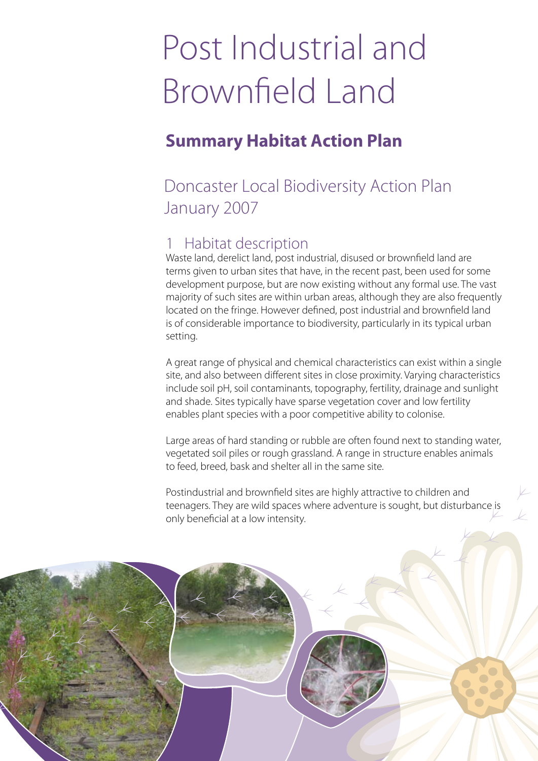# Post Industrial and Brownfield Land

## Summary Habitat Action Plan

Doncaster Local Biodiversity Action Plan
January 2007

## 1 Habitat description

Waste land, derelict land, post industrial, disused or brownfield land are terms given to urban sites that have, in the recent past, been used for some development purpose, but are now existing without any formal use. The vast majority of such sites are within urban areas, although they are also frequently located on the fringe. However defined, post industrial and brownfield land is of considerable importance to biodiversity, particularly in its typical urban setting.

A great range of physical and chemical characteristics can exist within a single site, and also between different sites in close proximity. Varying characteristics include soil pH, soil contaminants, topography, fertility, drainage and sunlight and shade. Sites typically have sparse vegetation cover and low fertility enables plant species with a poor competitive ability to colonise.

Large areas of hard standing or rubble are often found next to standing water, vegetated soil piles or rough grassland. A range in structure enables animals to feed, breed, bask and shelter all in the same site.

Postindustrial and brownfield sites are highly attractive to children and teenagers. They are wild spaces where adventure is sought, but disturbance is only beneficial at a low intensity.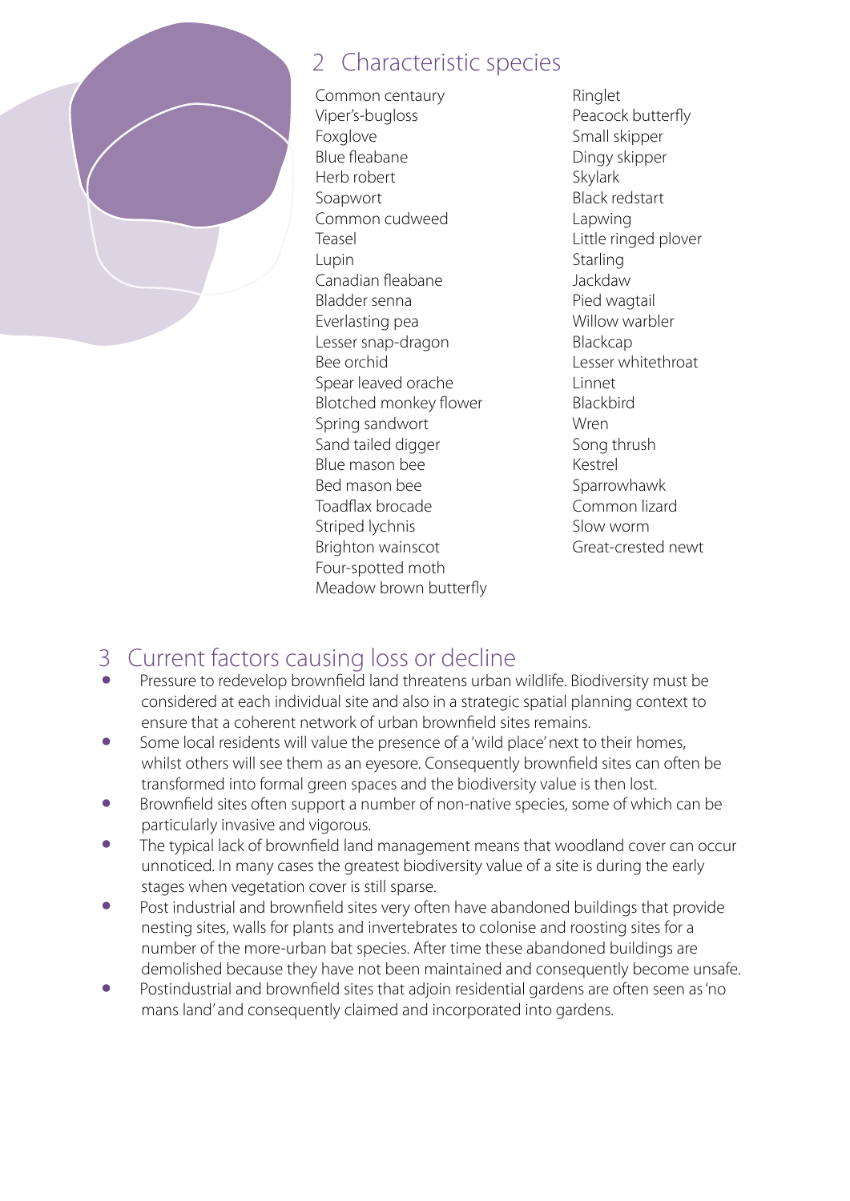## 2 Characteristic species

- Common centaury
- Viper's-bugloss
- Foxglove
- Blue fleabane
- Herb robert
- Soapwort
- Common cudweed
- Teasel
- Lupin
- Canadian fleabane
- Bladder senna
- Everlasting pea
- Lesser snap-dragon
- Bee orchid
- Spear leaved orache
- Blotched monkey flower
- Spring sandwort
- Sand tailed digger
- Blue mason bee
- Bed mason bee
- Toadflax brocade
- Striped lychnis
- Brighton wainscot
- Four-spotted moth
- Meadow brown butterfly
- Ringlet
- Peacock butterfly
- Small skipper
- Dingy skipper
- Skylark
- Black redstart
- Lapwing
- Little ringed plover
- Starling
- Jackdaw
- Pied wagtail
- Willow warbler
- Blackcap
- Lesser whitethroat
- Linnet
- Blackbird
- Wren
- Song thrush
- Kestrel
- Sparrowhawk
- Common lizard
- Slow worm
- Great-crested newt

## 3 Current factors causing loss or decline

- Pressure to redevelop brownfield land threatens urban wildlife. Biodiversity must be considered at each individual site and also in a strategic spatial planning context to ensure that a coherent network of urban brownfield sites remains.
- Some local residents will value the presence of a 'wild place' next to their homes, whilst others will see them as an eyesore. Consequently brownfield sites can often be transformed into formal green spaces and the biodiversity value is then lost.
- Brownfield sites often support a number of non-native species, some of which can be particularly invasive and vigorous.
- The typical lack of brownfield land management means that woodland cover can occur unnoticed. In many cases the greatest biodiversity value of a site is during the early stages when vegetation cover is still sparse.
- Post industrial and brownfield sites very often have abandoned buildings that provide nesting sites, walls for plants and invertebrates to colonise and roosting sites for a number of the more-urban bat species. After time these abandoned buildings are demolished because they have not been maintained and consequently become unsafe.
- Postindustrial and brownfield sites that adjoin residential gardens are often seen as 'no mans land' and consequently claimed and incorporated into gardens.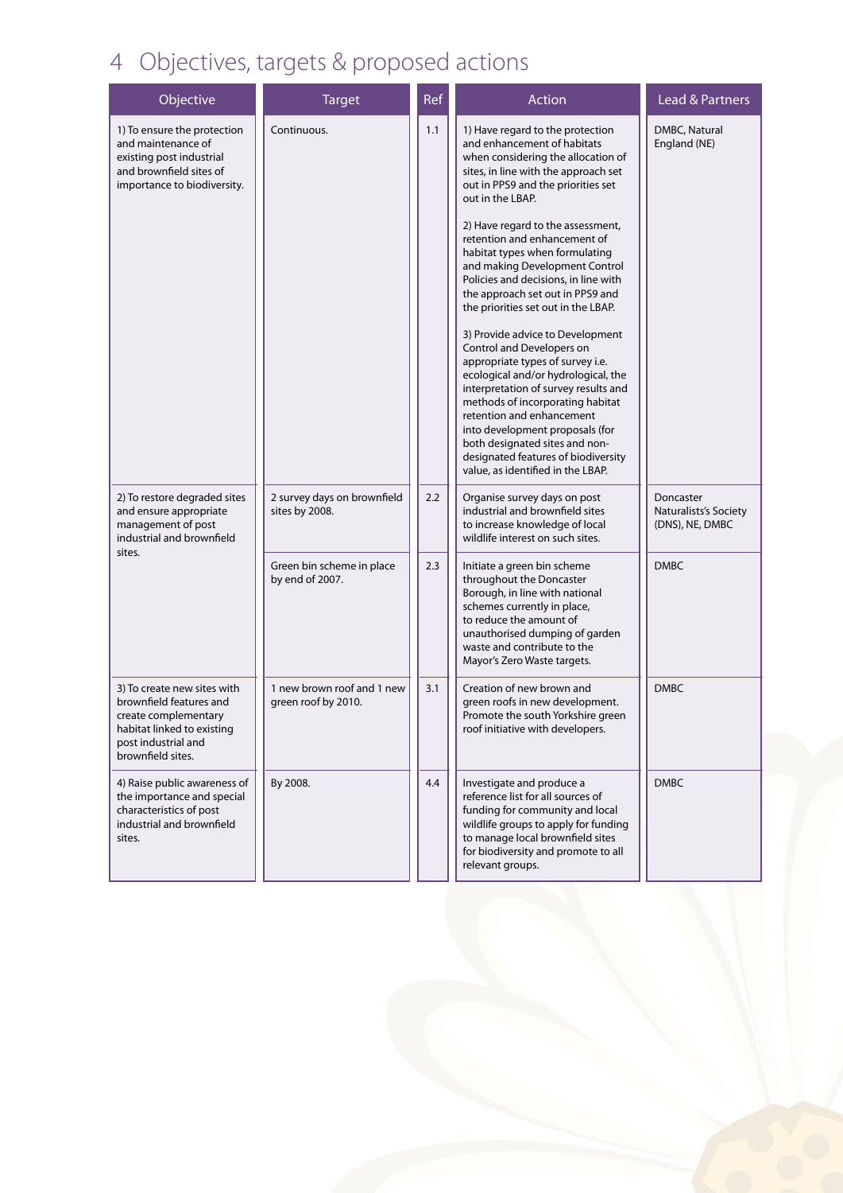# 4 Objectives, targets & proposed actions

| Objective | Target | Ref | Action | Lead & Partners |
|---|---|---|---|---|
| 1) To ensure the protection and maintenance of existing post industrial and brownfield sites of importance to biodiversity. | Continuous. | 1.1 | 1) Have regard to the protection and enhancement of habitats when considering the allocation of sites, in line with the approach set out in PPS9 and the priorities set out in the LBAP.<br><br>2) Have regard to the assessment, retention and enhancement of habitat types when formulating and making Development Control Policies and decisions, in line with the approach set out in PPS9 and the priorities set out in the LBAP.<br><br>3) Provide advice to Development Control and Developers on appropriate types of survey i.e. ecological and/or hydrological, the interpretation of survey results and methods of incorporating habitat retention and enhancement into development proposals (for both designated sites and non-designated features of biodiversity value, as identified in the LBAP. | DMBC, Natural England (NE) |
| 2) To restore degraded sites and ensure appropriate management of post industrial and brownfield sites. | 2 survey days on brownfield sites by 2008. | 2.2 | Organise survey days on post industrial and brownfield sites to increase knowledge of local wildlife interest on such sites. | Doncaster Naturalists's Society (DNS), NE, DMBC |
| | Green bin scheme in place by end of 2007. | 2.3 | Initiate a green bin scheme throughout the Doncaster Borough, in line with national schemes currently in place, to reduce the amount of unauthorised dumping of garden waste and contribute to the Mayor's Zero Waste targets. | DMBC |
| 3) To create new sites with brownfield features and create complementary habitat linked to existing post industrial and brownfield sites. | 1 new brown roof and 1 new green roof by 2010. | 3.1 | Creation of new brown and green roofs in new development. Promote the south Yorkshire green roof initiative with developers. | DMBC |
| 4) Raise public awareness of the importance and special characteristics of post industrial and brownfield sites. | By 2008. | 4.4 | Investigate and produce a reference list for all sources of funding for community and local wildlife groups to apply for funding to manage local brownfield sites for biodiversity and promote to all relevant groups. | DMBC |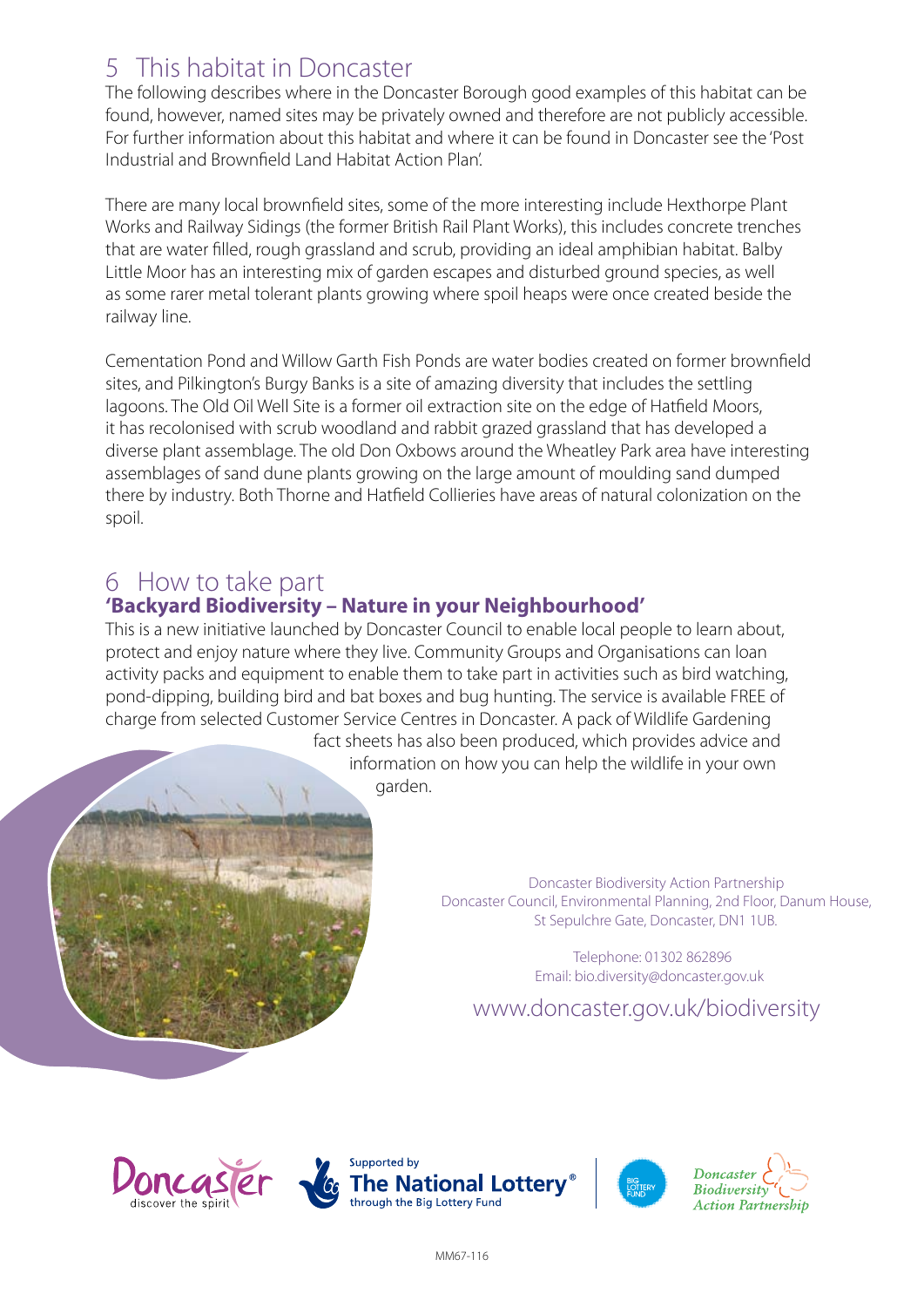## 5 This habitat in Doncaster

The following describes where in the Doncaster Borough good examples of this habitat can be found, however, named sites may be privately owned and therefore are not publicly accessible. For further information about this habitat and where it can be found in Doncaster see the 'Post Industrial and Brownfield Land Habitat Action Plan'.

There are many local brownfield sites, some of the more interesting include Hexthorpe Plant Works and Railway Sidings (the former British Rail Plant Works), this includes concrete trenches that are water filled, rough grassland and scrub, providing an ideal amphibian habitat. Balby Little Moor has an interesting mix of garden escapes and disturbed ground species, as well as some rarer metal tolerant plants growing where spoil heaps were once created beside the railway line.

Cementation Pond and Willow Garth Fish Ponds are water bodies created on former brownfield sites, and Pilkington's Burgy Banks is a site of amazing diversity that includes the settling lagoons. The Old Oil Well Site is a former oil extraction site on the edge of Hatfield Moors, it has recolonised with scrub woodland and rabbit grazed grassland that has developed a diverse plant assemblage. The old Don Oxbows around the Wheatley Park area have interesting assemblages of sand dune plants growing on the large amount of moulding sand dumped there by industry. Both Thorne and Hatfield Collieries have areas of natural colonization on the spoil.

## 6 How to take part

### 'Backyard Biodiversity – Nature in your Neighbourhood'

This is a new initiative launched by Doncaster Council to enable local people to learn about, protect and enjoy nature where they live. Community Groups and Organisations can loan activity packs and equipment to enable them to take part in activities such as bird watching, pond-dipping, building bird and bat boxes and bug hunting. The service is available FREE of charge from selected Customer Service Centres in Doncaster. A pack of Wildlife Gardening fact sheets has also been produced, which provides advice and information on how you can help the wildlife in your own garden.

Doncaster Biodiversity Action Partnership
Doncaster Council, Environmental Planning, 2nd Floor, Danum House, St Sepulchre Gate, Doncaster, DN1 1UB.

Telephone: 01302 862896
Email: bio.diversity@doncaster.gov.uk

www.doncaster.gov.uk/biodiversity

Doncaster discover the spirit

Supported by The National Lottery® through the Big Lottery Fund

Big Lottery Fund

Doncaster Biodiversity Action Partnership

MM67-116